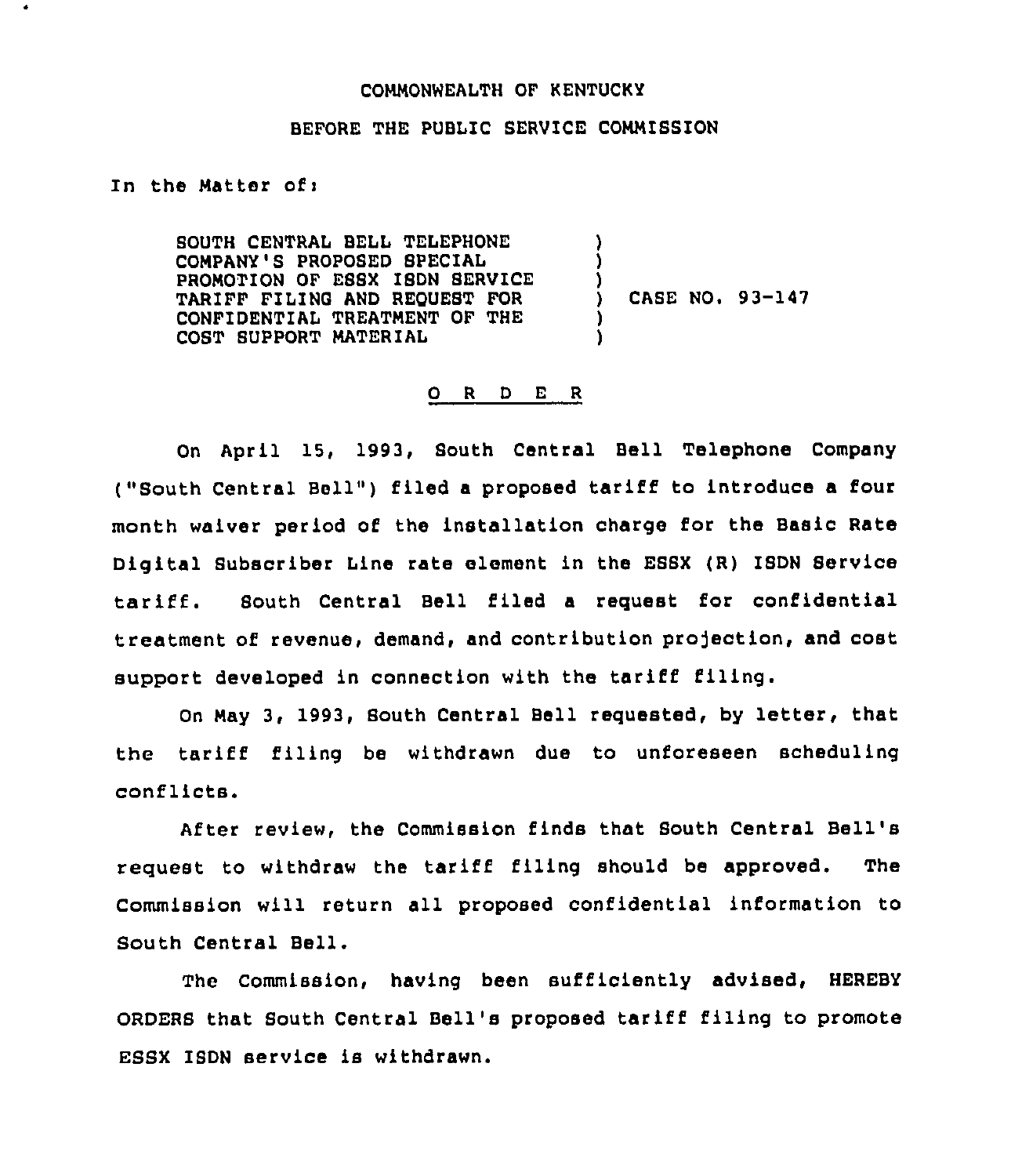COMMONWEALTH OF KENTUCKY

BEFORE THE PUBLIC SERVICE COMMISSION

In the Matter of:

SOUTH CENTRAL BELL TELEPHONE COMPANY'S PROPOSED SPECIAL PROMOTION OF ESSX ISDN SERVICE TARIFF FILING AND REQUEST FOR CONFIDENTIAL TREATMENT OF THE COST SUPPORT MATERIAL ) CASE NO. 93-147

O R D E R

On April 15, 1993, South Central Bell Telephone Company ("South Central Bell") filed a proposed tariff to introduce a four month waiver period of the installation charge for the Basic Rate Digital Subscriber Line rate element in the ESSX (R) ISDN Service tariff. South Central Bell filed a request for confidential treatment of revenue, demand, and contribution projection, and cost support developed in connection with the tariff filing.

On May 3, 1993, South Central Bell requested, by letter, that the tariff filing be withdrawn due to unforeseen scheduling conflicts.

After review, the Commission finds that South Central Bell's request to withdraw the tariff filing should be approved. The Commission will return all proposed confidential information to South Central Bell.

The Commission, having been sufficiently advised, HEREBY ORDERS that South Central Bell's proposed tariff filing to promote ESSX ISDN service is withdrawn.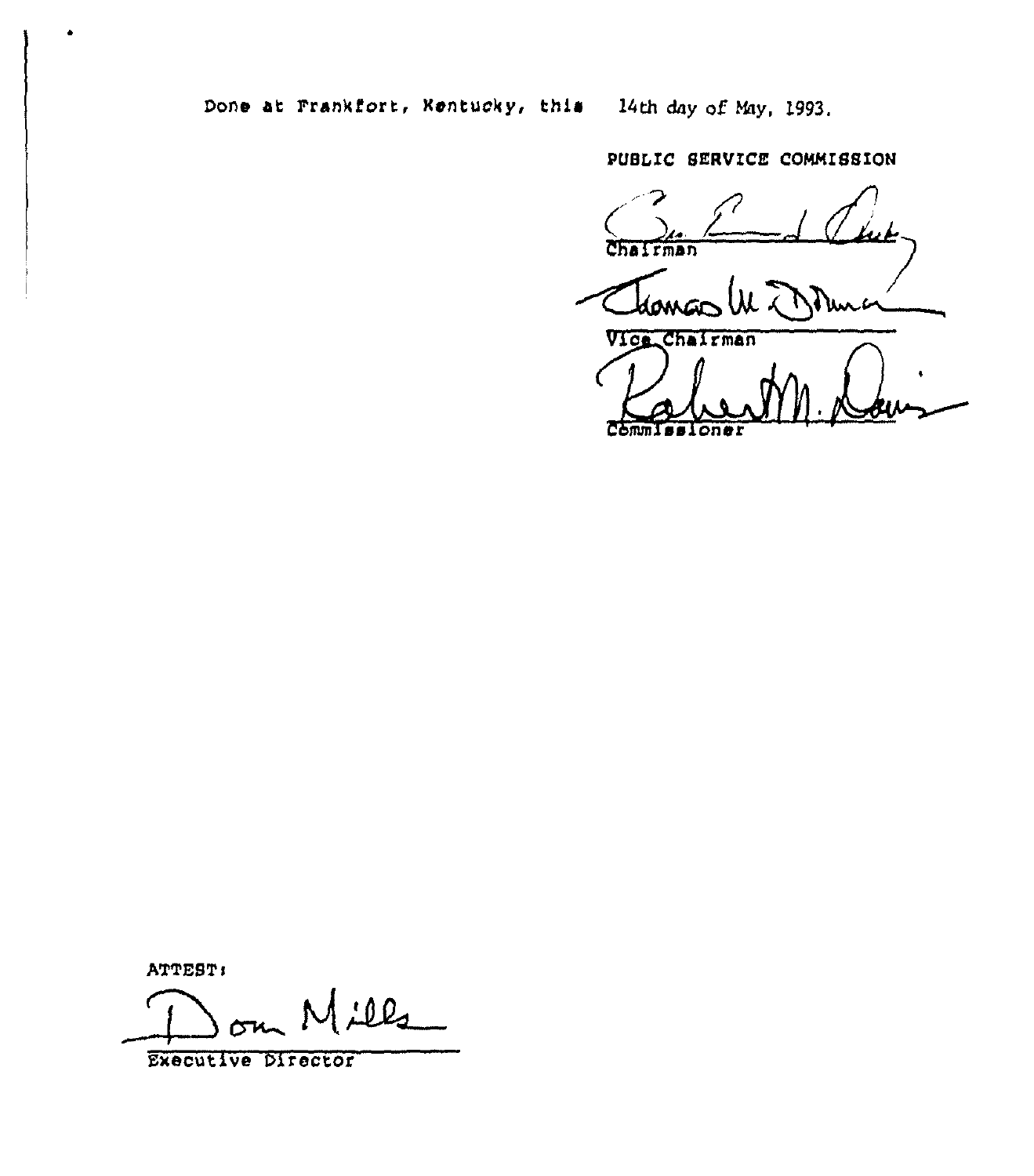Done at Frankfort, Kentucky, this 14th day of May, 1993.

PUBLIC SERVICE COMMISSION

Chairman

Vice Chairman

Commissioner

ATTEST:

Executive Director